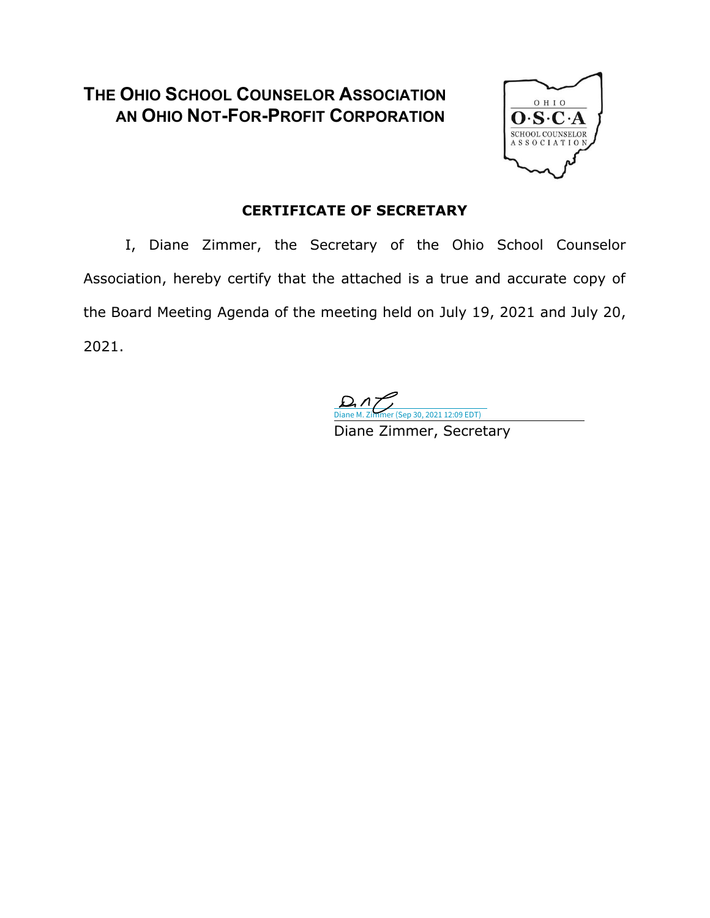# THE OHIO SCHOOL COUNSELOR ASSOCIATION
# AN OHIO NOT-FOR-PROFIT CORPORATION

OHIO
O·S·C·A
SCHOOL COUNSELOR
ASSOCIATION

## CERTIFICATE OF SECRETARY

I, Diane Zimmer, the Secretary of the Ohio School Counselor Association, hereby certify that the attached is a true and accurate copy of the Board Meeting Agenda of the meeting held on July 19, 2021 and July 20, 2021.

Diane M. Zimmer (Sep 30, 2021 12:09 EDT)

Diane Zimmer, Secretary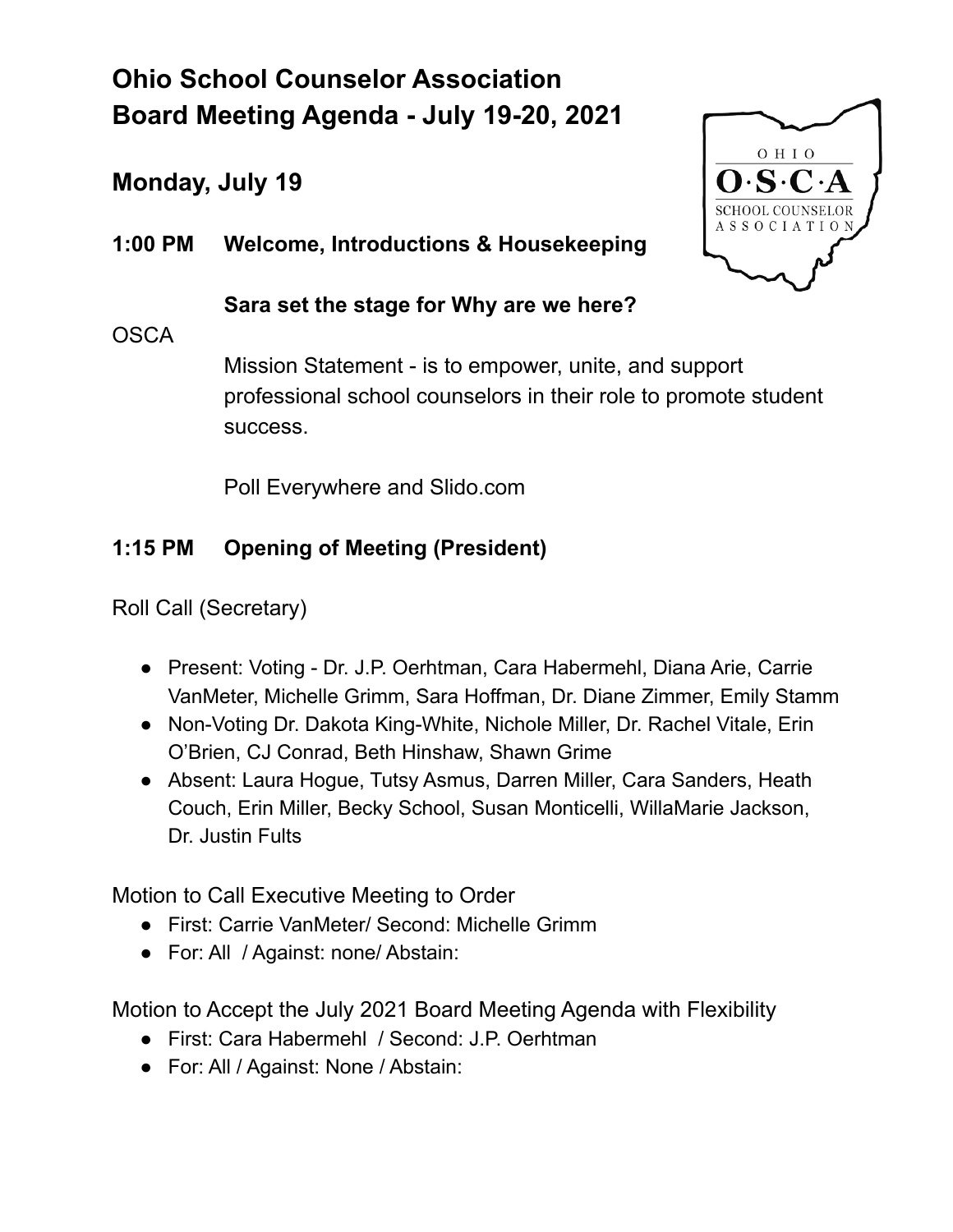# Ohio School Counselor Association
# Board Meeting Agenda - July 19-20, 2021

## Monday, July 19

**1:00 PM Welcome, Introductions & Housekeeping**

**Sara set the stage for Why are we here?**

OSCA

Mission Statement - is to empower, unite, and support professional school counselors in their role to promote student success.

Poll Everywhere and Slido.com

**1:15 PM Opening of Meeting (President)**

Roll Call (Secretary)

- Present: Voting - Dr. J.P. Oerhtman, Cara Habermehl, Diana Arie, Carrie VanMeter, Michelle Grimm, Sara Hoffman, Dr. Diane Zimmer, Emily Stamm
- Non-Voting Dr. Dakota King-White, Nichole Miller, Dr. Rachel Vitale, Erin O'Brien, CJ Conrad, Beth Hinshaw, Shawn Grime
- Absent: Laura Hogue, Tutsy Asmus, Darren Miller, Cara Sanders, Heath Couch, Erin Miller, Becky School, Susan Monticelli, WillaMarie Jackson, Dr. Justin Fults

Motion to Call Executive Meeting to Order

- First: Carrie VanMeter/ Second: Michelle Grimm
- For: All / Against: none/ Abstain:

Motion to Accept the July 2021 Board Meeting Agenda with Flexibility

- First: Cara Habermehl / Second: J.P. Oerhtman
- For: All / Against: None / Abstain: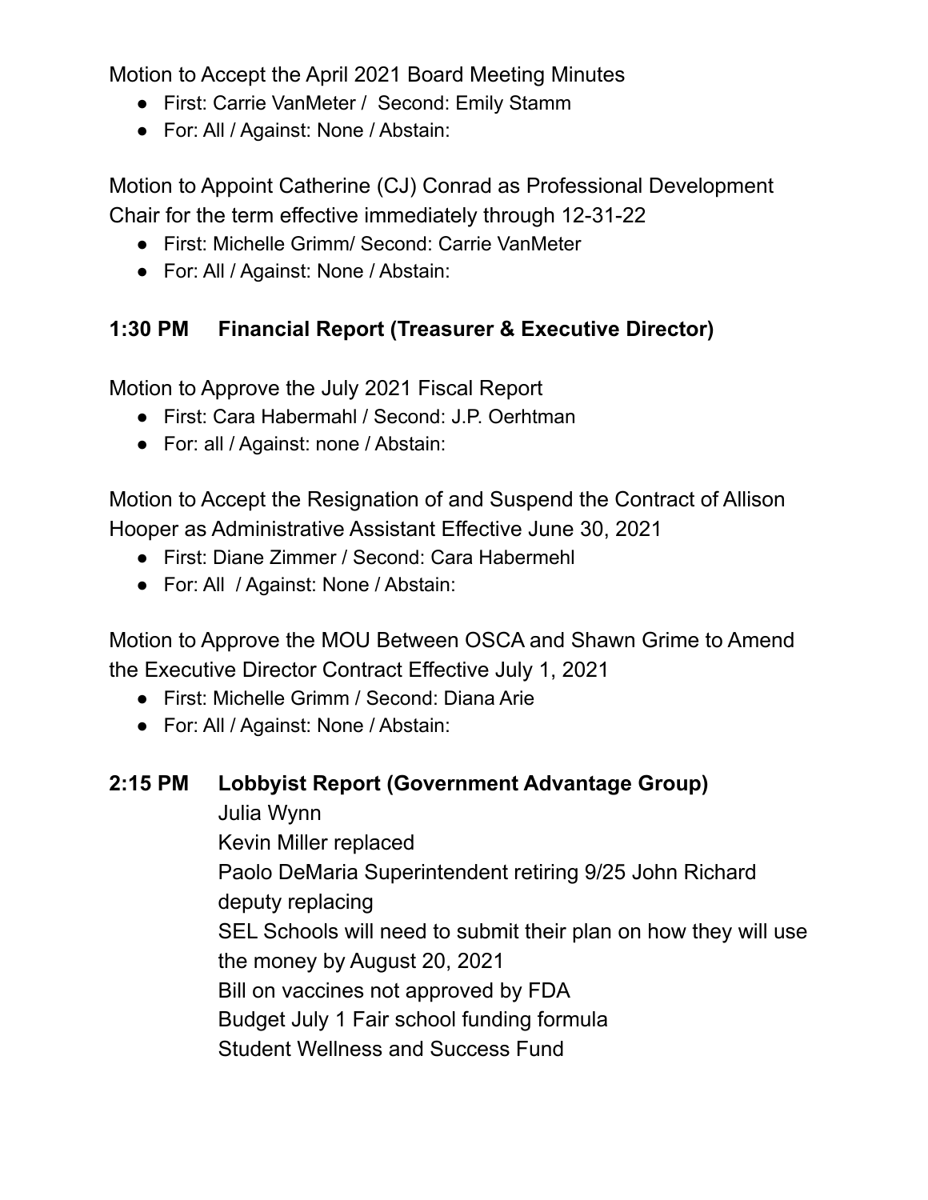Motion to Accept the April 2021 Board Meeting Minutes

- First: Carrie VanMeter / Second: Emily Stamm
- For: All / Against: None / Abstain:

Motion to Appoint Catherine (CJ) Conrad as Professional Development Chair for the term effective immediately through 12-31-22

- First: Michelle Grimm/ Second: Carrie VanMeter
- For: All / Against: None / Abstain:

**1:30 PM Financial Report (Treasurer & Executive Director)**

Motion to Approve the July 2021 Fiscal Report

- First: Cara Habermahl / Second: J.P. Oerhtman
- For: all / Against: none / Abstain:

Motion to Accept the Resignation of and Suspend the Contract of Allison Hooper as Administrative Assistant Effective June 30, 2021

- First: Diane Zimmer / Second: Cara Habermehl
- For: All / Against: None / Abstain:

Motion to Approve the MOU Between OSCA and Shawn Grime to Amend the Executive Director Contract Effective July 1, 2021

- First: Michelle Grimm / Second: Diana Arie
- For: All / Against: None / Abstain:

**2:15 PM Lobbyist Report (Government Advantage Group)**

Julia Wynn
Kevin Miller replaced
Paolo DeMaria Superintendent retiring 9/25 John Richard deputy replacing
SEL Schools will need to submit their plan on how they will use the money by August 20, 2021
Bill on vaccines not approved by FDA
Budget July 1 Fair school funding formula
Student Wellness and Success Fund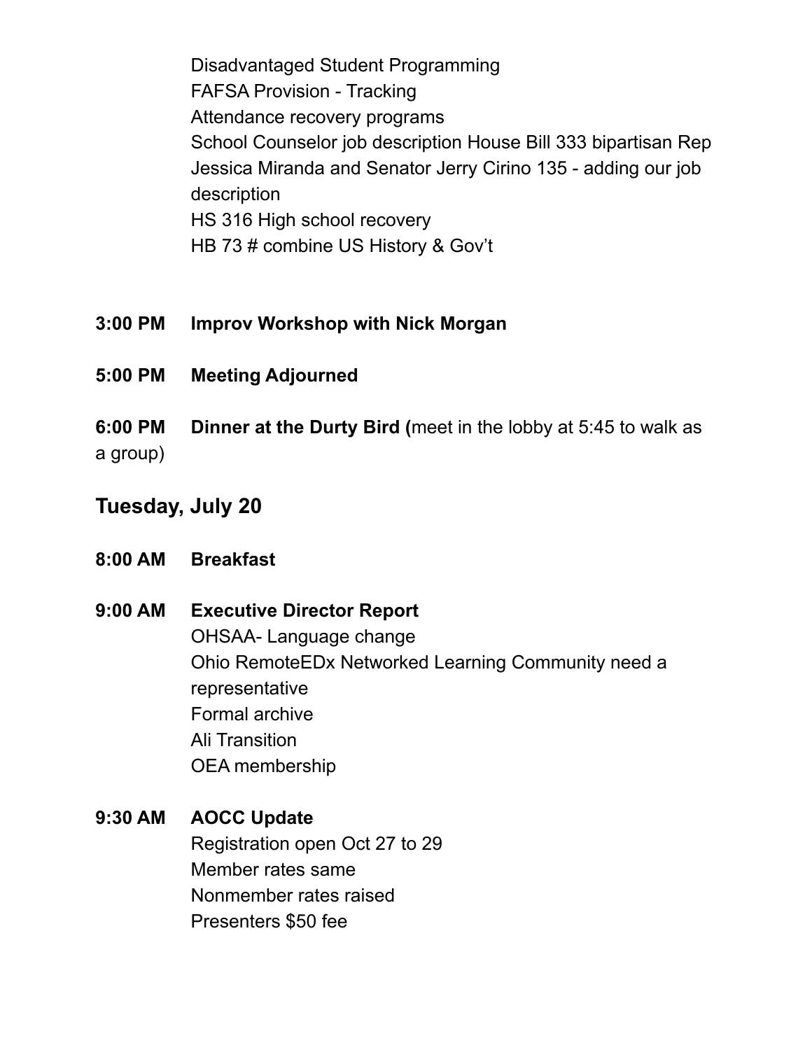Disadvantaged Student Programming
FAFSA Provision - Tracking
Attendance recovery programs
School Counselor job description House Bill 333 bipartisan Rep Jessica Miranda and Senator Jerry Cirino 135 - adding our job description
HS 316 High school recovery
HB 73 # combine US History & Gov't

**3:00 PM Improv Workshop with Nick Morgan**

**5:00 PM Meeting Adjourned**

**6:00 PM Dinner at the Durty Bird (**meet in the lobby at 5:45 to walk as a group)

## Tuesday, July 20

**8:00 AM Breakfast**

**9:00 AM Executive Director Report**
OHSAA- Language change
Ohio RemoteEDx Networked Learning Community need a representative
Formal archive
Ali Transition
OEA membership

**9:30 AM AOCC Update**
Registration open Oct 27 to 29
Member rates same
Nonmember rates raised
Presenters $50 fee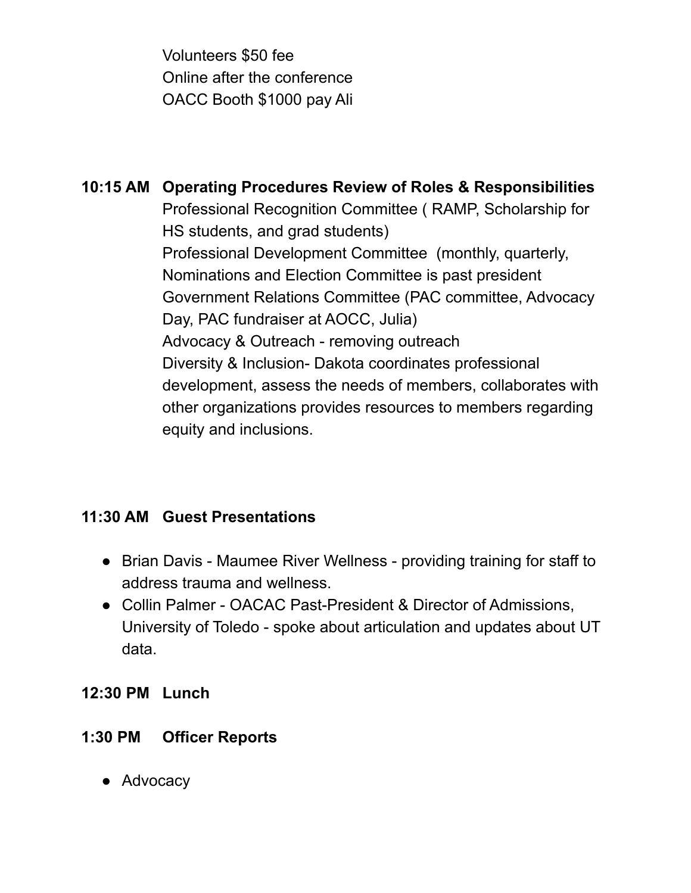Volunteers $50 fee
Online after the conference
OACC Booth $1000 pay Ali

**10:15 AM Operating Procedures Review of Roles & Responsibilities**

Professional Recognition Committee ( RAMP, Scholarship for HS students, and grad students)
Professional Development Committee (monthly, quarterly,
Nominations and Election Committee is past president
Government Relations Committee (PAC committee, Advocacy Day, PAC fundraiser at AOCC, Julia)
Advocacy & Outreach - removing outreach
Diversity & Inclusion- Dakota coordinates professional development, assess the needs of members, collaborates with other organizations provides resources to members regarding equity and inclusions.

**11:30 AM Guest Presentations**

- Brian Davis - Maumee River Wellness - providing training for staff to address trauma and wellness.
- Collin Palmer - OACAC Past-President & Director of Admissions, University of Toledo - spoke about articulation and updates about UT data.

**12:30 PM Lunch**

**1:30 PM Officer Reports**

- Advocacy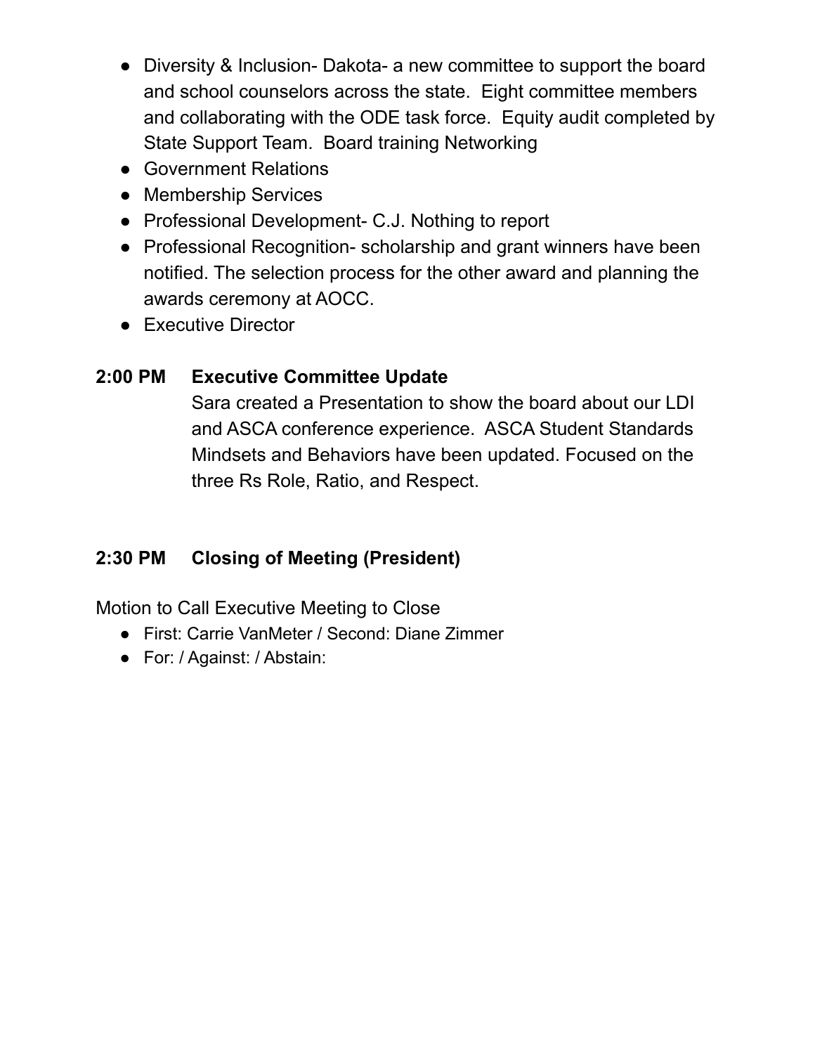- Diversity & Inclusion- Dakota- a new committee to support the board and school counselors across the state. Eight committee members and collaborating with the ODE task force. Equity audit completed by State Support Team. Board training Networking
- Government Relations
- Membership Services
- Professional Development- C.J. Nothing to report
- Professional Recognition- scholarship and grant winners have been notified. The selection process for the other award and planning the awards ceremony at AOCC.
- Executive Director

### 2:00 PM Executive Committee Update

Sara created a Presentation to show the board about our LDI and ASCA conference experience. ASCA Student Standards Mindsets and Behaviors have been updated. Focused on the three Rs Role, Ratio, and Respect.

### 2:30 PM Closing of Meeting (President)

Motion to Call Executive Meeting to Close

- First: Carrie VanMeter / Second: Diane Zimmer
- For: / Against: / Abstain: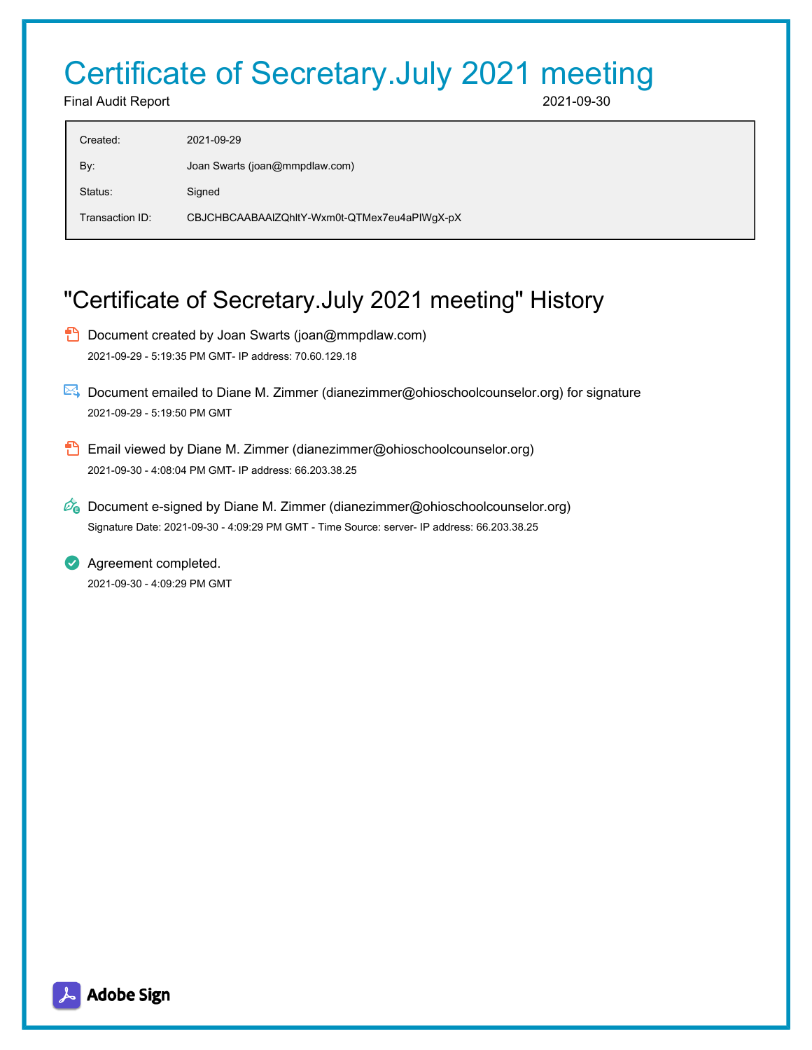# Certificate of Secretary.July 2021 meeting

Final Audit Report 2021-09-30

| | |
|---|---|
| Created: | 2021-09-29 |
| By: | Joan Swarts (joan@mmpdlaw.com) |
| Status: | Signed |
| Transaction ID: | CBJCHBCAABAAlZQhltY-Wxm0t-QTMex7eu4aPIWgX-pX |

## "Certificate of Secretary.July 2021 meeting" History

- Document created by Joan Swarts (joan@mmpdlaw.com)
  2021-09-29 - 5:19:35 PM GMT- IP address: 70.60.129.18

- Document emailed to Diane M. Zimmer (dianezimmer@ohioschoolcounselor.org) for signature
  2021-09-29 - 5:19:50 PM GMT

- Email viewed by Diane M. Zimmer (dianezimmer@ohioschoolcounselor.org)
  2021-09-30 - 4:08:04 PM GMT- IP address: 66.203.38.25

- Document e-signed by Diane M. Zimmer (dianezimmer@ohioschoolcounselor.org)
  Signature Date: 2021-09-30 - 4:09:29 PM GMT - Time Source: server- IP address: 66.203.38.25

- Agreement completed.
  2021-09-30 - 4:09:29 PM GMT

Adobe Sign